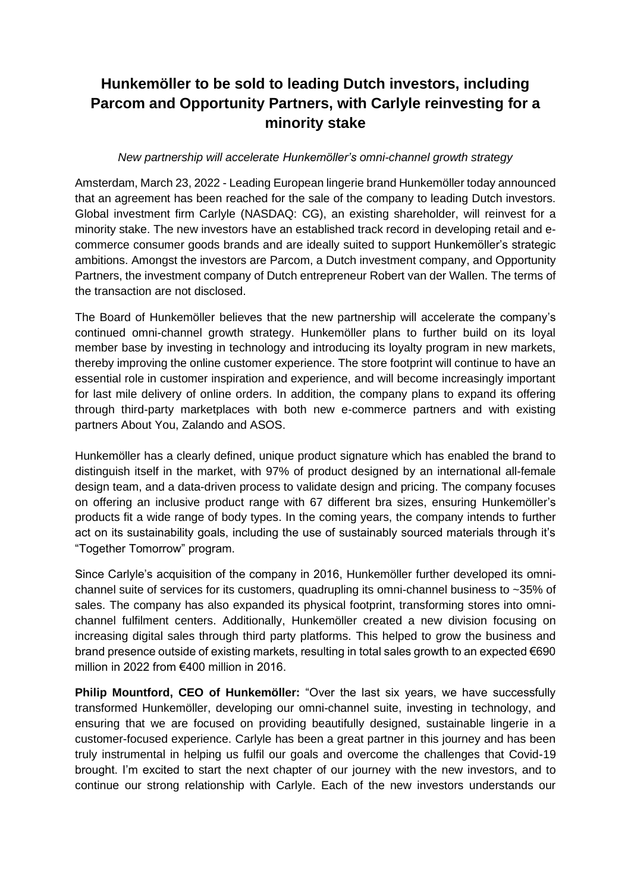# Hunkemöller to be sold to leading Dutch investors, including Parcom and Opportunity Partners, with Carlyle reinvesting for a minority stake

*New partnership will accelerate Hunkemöller's omni-channel growth strategy*

Amsterdam, March 23, 2022 - Leading European lingerie brand Hunkemöller today announced that an agreement has been reached for the sale of the company to leading Dutch investors. Global investment firm Carlyle (NASDAQ: CG), an existing shareholder, will reinvest for a minority stake. The new investors have an established track record in developing retail and e-commerce consumer goods brands and are ideally suited to support Hunkemöller's strategic ambitions. Amongst the investors are Parcom, a Dutch investment company, and Opportunity Partners, the investment company of Dutch entrepreneur Robert van der Wallen. The terms of the transaction are not disclosed.

The Board of Hunkemöller believes that the new partnership will accelerate the company's continued omni-channel growth strategy. Hunkemöller plans to further build on its loyal member base by investing in technology and introducing its loyalty program in new markets, thereby improving the online customer experience. The store footprint will continue to have an essential role in customer inspiration and experience, and will become increasingly important for last mile delivery of online orders. In addition, the company plans to expand its offering through third-party marketplaces with both new e-commerce partners and with existing partners About You, Zalando and ASOS.

Hunkemöller has a clearly defined, unique product signature which has enabled the brand to distinguish itself in the market, with 97% of product designed by an international all-female design team, and a data-driven process to validate design and pricing. The company focuses on offering an inclusive product range with 67 different bra sizes, ensuring Hunkemöller's products fit a wide range of body types. In the coming years, the company intends to further act on its sustainability goals, including the use of sustainably sourced materials through it's "Together Tomorrow" program.

Since Carlyle's acquisition of the company in 2016, Hunkemöller further developed its omni-channel suite of services for its customers, quadrupling its omni-channel business to ~35% of sales. The company has also expanded its physical footprint, transforming stores into omni-channel fulfilment centers. Additionally, Hunkemöller created a new division focusing on increasing digital sales through third party platforms. This helped to grow the business and brand presence outside of existing markets, resulting in total sales growth to an expected €690 million in 2022 from €400 million in 2016.

**Philip Mountford, CEO of Hunkemöller:** "Over the last six years, we have successfully transformed Hunkemöller, developing our omni-channel suite, investing in technology, and ensuring that we are focused on providing beautifully designed, sustainable lingerie in a customer-focused experience. Carlyle has been a great partner in this journey and has been truly instrumental in helping us fulfil our goals and overcome the challenges that Covid-19 brought. I'm excited to start the next chapter of our journey with the new investors, and to continue our strong relationship with Carlyle. Each of the new investors understands our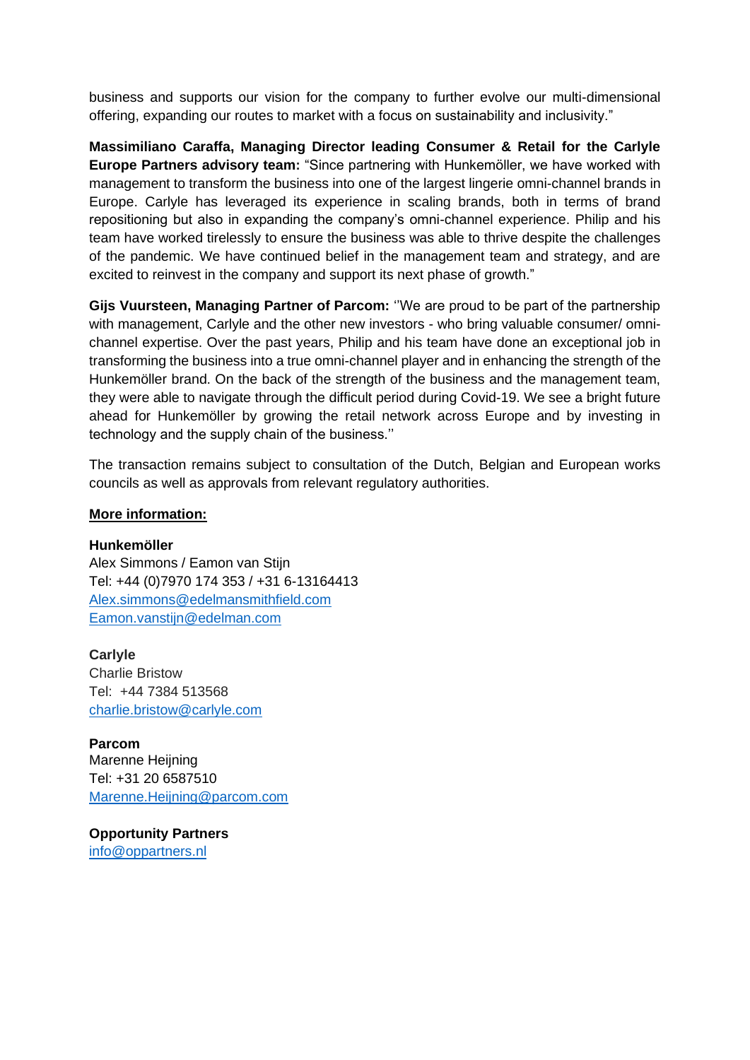business and supports our vision for the company to further evolve our multi-dimensional offering, expanding our routes to market with a focus on sustainability and inclusivity."

**Massimiliano Caraffa, Managing Director leading Consumer & Retail for the Carlyle Europe Partners advisory team:** "Since partnering with Hunkemöller, we have worked with management to transform the business into one of the largest lingerie omni-channel brands in Europe. Carlyle has leveraged its experience in scaling brands, both in terms of brand repositioning but also in expanding the company's omni-channel experience. Philip and his team have worked tirelessly to ensure the business was able to thrive despite the challenges of the pandemic. We have continued belief in the management team and strategy, and are excited to reinvest in the company and support its next phase of growth."

**Gijs Vuursteen, Managing Partner of Parcom:** ''We are proud to be part of the partnership with management, Carlyle and the other new investors - who bring valuable consumer/ omni-channel expertise. Over the past years, Philip and his team have done an exceptional job in transforming the business into a true omni-channel player and in enhancing the strength of the Hunkemöller brand. On the back of the strength of the business and the management team, they were able to navigate through the difficult period during Covid-19. We see a bright future ahead for Hunkemöller by growing the retail network across Europe and by investing in technology and the supply chain of the business.''

The transaction remains subject to consultation of the Dutch, Belgian and European works councils as well as approvals from relevant regulatory authorities.

**More information:**

**Hunkemöller**
Alex Simmons / Eamon van Stijn
Tel: +44 (0)7970 174 353 / +31 6-13164413
Alex.simmons@edelmansmithfield.com
Eamon.vanstijn@edelman.com

**Carlyle**
Charlie Bristow
Tel: +44 7384 513568
charlie.bristow@carlyle.com

**Parcom**
Marenne Heijning
Tel: +31 20 6587510
Marenne.Heijning@parcom.com

**Opportunity Partners**
info@oppartners.nl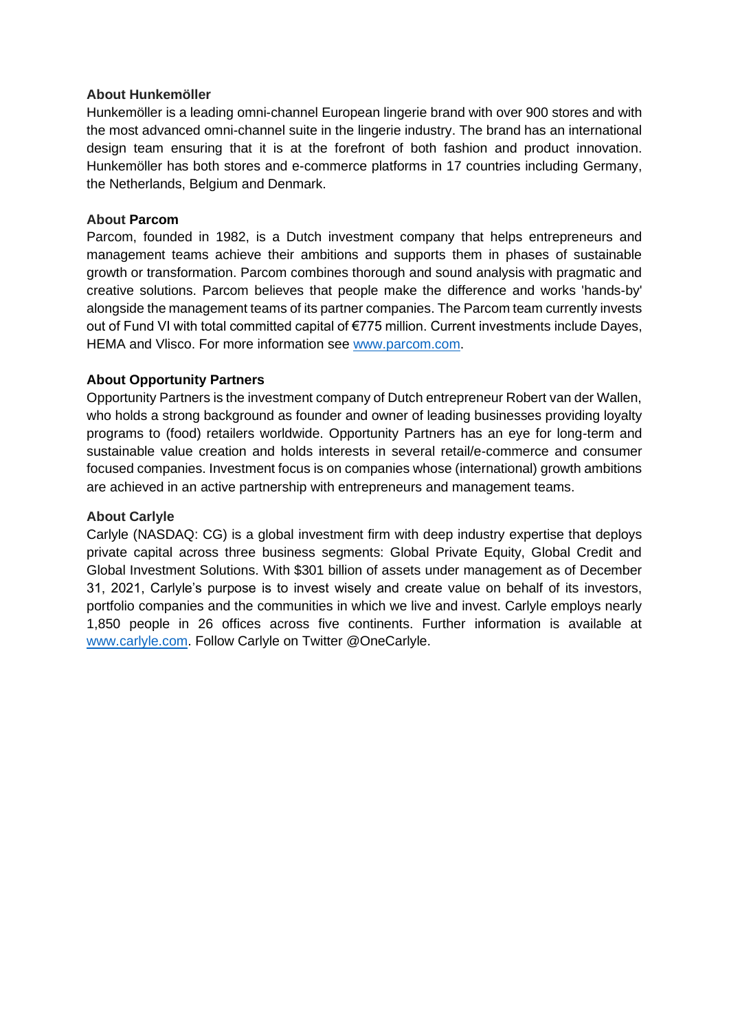**About Hunkemöller**

Hunkemöller is a leading omni-channel European lingerie brand with over 900 stores and with the most advanced omni-channel suite in the lingerie industry. The brand has an international design team ensuring that it is at the forefront of both fashion and product innovation. Hunkemöller has both stores and e-commerce platforms in 17 countries including Germany, the Netherlands, Belgium and Denmark.

**About Parcom**

Parcom, founded in 1982, is a Dutch investment company that helps entrepreneurs and management teams achieve their ambitions and supports them in phases of sustainable growth or transformation. Parcom combines thorough and sound analysis with pragmatic and creative solutions. Parcom believes that people make the difference and works 'hands-by' alongside the management teams of its partner companies. The Parcom team currently invests out of Fund VI with total committed capital of €775 million. Current investments include Dayes, HEMA and Vlisco. For more information see [www.parcom.com](http://www.parcom.com).

**About Opportunity Partners**

Opportunity Partners is the investment company of Dutch entrepreneur Robert van der Wallen, who holds a strong background as founder and owner of leading businesses providing loyalty programs to (food) retailers worldwide. Opportunity Partners has an eye for long-term and sustainable value creation and holds interests in several retail/e-commerce and consumer focused companies. Investment focus is on companies whose (international) growth ambitions are achieved in an active partnership with entrepreneurs and management teams.

**About Carlyle**

Carlyle (NASDAQ: CG) is a global investment firm with deep industry expertise that deploys private capital across three business segments: Global Private Equity, Global Credit and Global Investment Solutions. With $301 billion of assets under management as of December 31, 2021, Carlyle's purpose is to invest wisely and create value on behalf of its investors, portfolio companies and the communities in which we live and invest. Carlyle employs nearly 1,850 people in 26 offices across five continents. Further information is available at [www.carlyle.com](http://www.carlyle.com). Follow Carlyle on Twitter @OneCarlyle.